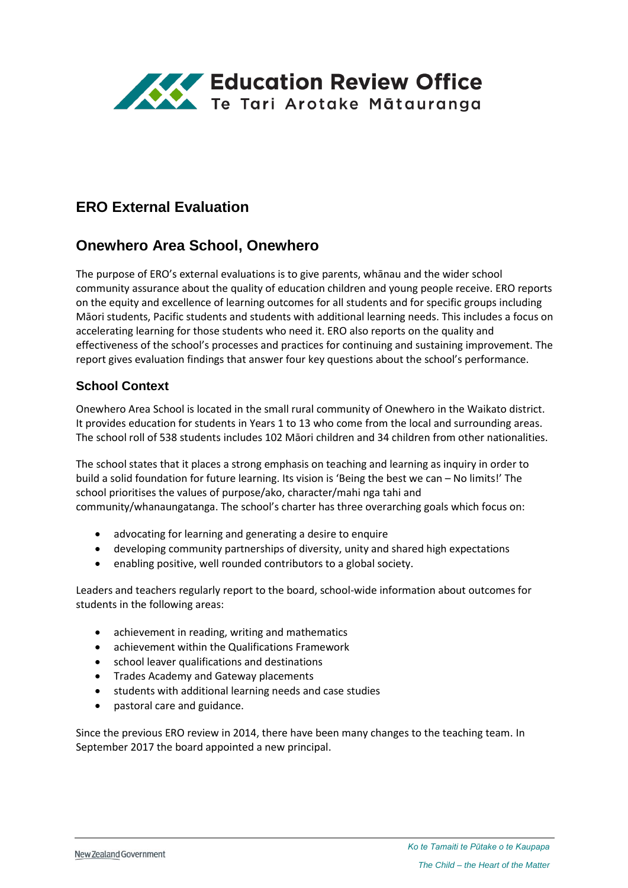# ERO External Evaluation

## Onewhero Area School, Onewhero

The purpose of ERO's external evaluations is to give parents, whānau and the wider school community assurance about the quality of education children and young people receive. ERO reports on the equity and excellence of learning outcomes for all students and for specific groups including Māori students, Pacific students and students with additional learning needs. This includes a focus on accelerating learning for those students who need it. ERO also reports on the quality and effectiveness of the school's processes and practices for continuing and sustaining improvement. The report gives evaluation findings that answer four key questions about the school's performance.

### School Context

Onewhero Area School is located in the small rural community of Onewhero in the Waikato district. It provides education for students in Years 1 to 13 who come from the local and surrounding areas. The school roll of 538 students includes 102 Māori children and 34 children from other nationalities.

The school states that it places a strong emphasis on teaching and learning as inquiry in order to build a solid foundation for future learning. Its vision is 'Being the best we can – No limits!' The school prioritises the values of purpose/ako, character/mahi nga tahi and community/whanaungatanga. The school's charter has three overarching goals which focus on:

- advocating for learning and generating a desire to enquire
- developing community partnerships of diversity, unity and shared high expectations
- enabling positive, well rounded contributors to a global society.

Leaders and teachers regularly report to the board, school-wide information about outcomes for students in the following areas:

- achievement in reading, writing and mathematics
- achievement within the Qualifications Framework
- school leaver qualifications and destinations
- Trades Academy and Gateway placements
- students with additional learning needs and case studies
- pastoral care and guidance.

Since the previous ERO review in 2014, there have been many changes to the teaching team. In September 2017 the board appointed a new principal.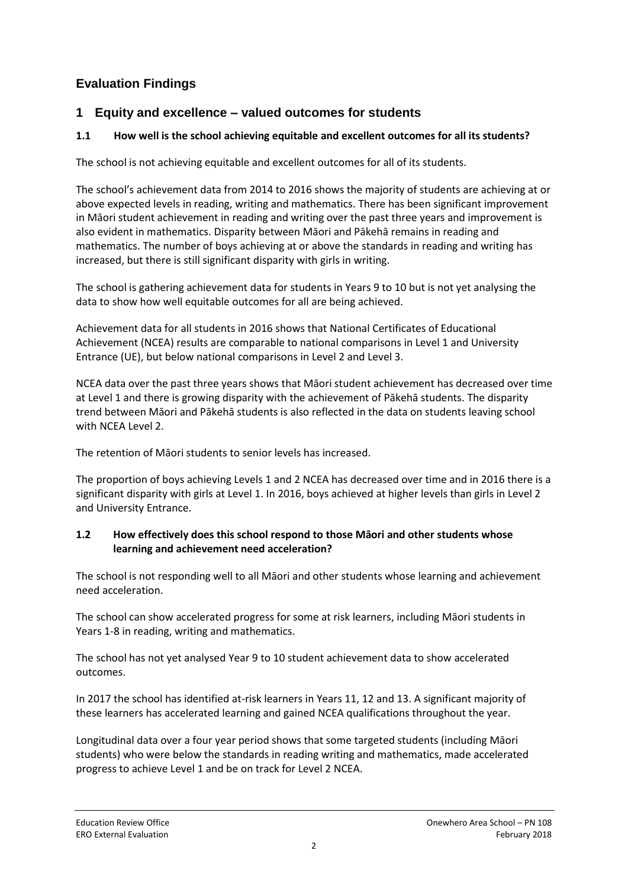## Evaluation Findings

## 1 Equity and excellence – valued outcomes for students

### 1.1 How well is the school achieving equitable and excellent outcomes for all its students?

The school is not achieving equitable and excellent outcomes for all of its students.

The school's achievement data from 2014 to 2016 shows the majority of students are achieving at or above expected levels in reading, writing and mathematics. There has been significant improvement in Māori student achievement in reading and writing over the past three years and improvement is also evident in mathematics. Disparity between Māori and Pākehā remains in reading and mathematics. The number of boys achieving at or above the standards in reading and writing has increased, but there is still significant disparity with girls in writing.

The school is gathering achievement data for students in Years 9 to 10 but is not yet analysing the data to show how well equitable outcomes for all are being achieved.

Achievement data for all students in 2016 shows that National Certificates of Educational Achievement (NCEA) results are comparable to national comparisons in Level 1 and University Entrance (UE), but below national comparisons in Level 2 and Level 3.

NCEA data over the past three years shows that Māori student achievement has decreased over time at Level 1 and there is growing disparity with the achievement of Pākehā students. The disparity trend between Māori and Pākehā students is also reflected in the data on students leaving school with NCEA Level 2.

The retention of Māori students to senior levels has increased.

The proportion of boys achieving Levels 1 and 2 NCEA has decreased over time and in 2016 there is a significant disparity with girls at Level 1. In 2016, boys achieved at higher levels than girls in Level 2 and University Entrance.

### 1.2 How effectively does this school respond to those Māori and other students whose learning and achievement need acceleration?

The school is not responding well to all Māori and other students whose learning and achievement need acceleration.

The school can show accelerated progress for some at risk learners, including Māori students in Years 1-8 in reading, writing and mathematics.

The school has not yet analysed Year 9 to 10 student achievement data to show accelerated outcomes.

In 2017 the school has identified at-risk learners in Years 11, 12 and 13. A significant majority of these learners has accelerated learning and gained NCEA qualifications throughout the year.

Longitudinal data over a four year period shows that some targeted students (including Māori students) who were below the standards in reading writing and mathematics, made accelerated progress to achieve Level 1 and be on track for Level 2 NCEA.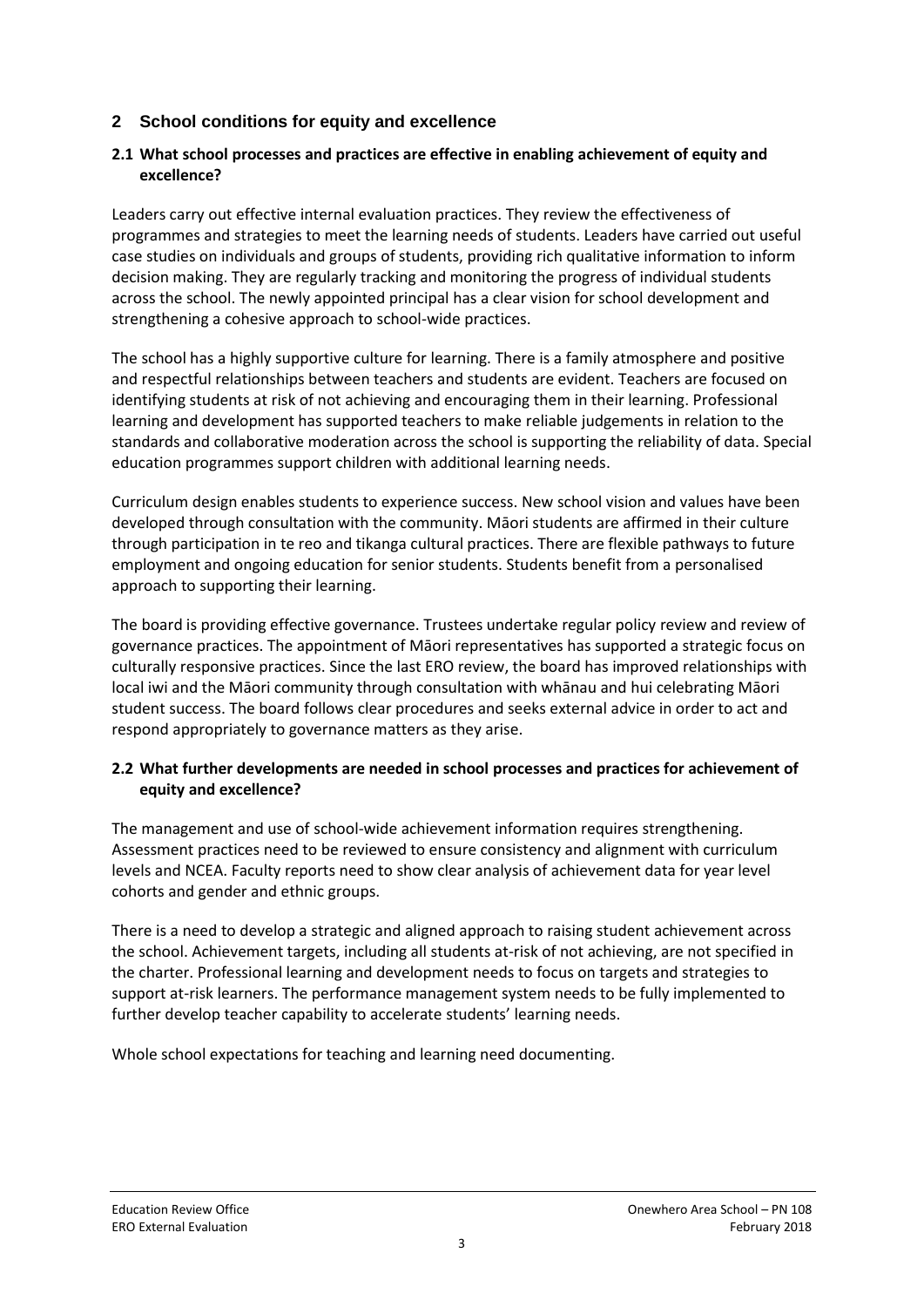## 2 School conditions for equity and excellence

### 2.1 What school processes and practices are effective in enabling achievement of equity and excellence?

Leaders carry out effective internal evaluation practices. They review the effectiveness of programmes and strategies to meet the learning needs of students. Leaders have carried out useful case studies on individuals and groups of students, providing rich qualitative information to inform decision making. They are regularly tracking and monitoring the progress of individual students across the school. The newly appointed principal has a clear vision for school development and strengthening a cohesive approach to school-wide practices.

The school has a highly supportive culture for learning. There is a family atmosphere and positive and respectful relationships between teachers and students are evident. Teachers are focused on identifying students at risk of not achieving and encouraging them in their learning. Professional learning and development has supported teachers to make reliable judgements in relation to the standards and collaborative moderation across the school is supporting the reliability of data. Special education programmes support children with additional learning needs.

Curriculum design enables students to experience success. New school vision and values have been developed through consultation with the community. Māori students are affirmed in their culture through participation in te reo and tikanga cultural practices. There are flexible pathways to future employment and ongoing education for senior students. Students benefit from a personalised approach to supporting their learning.

The board is providing effective governance. Trustees undertake regular policy review and review of governance practices. The appointment of Māori representatives has supported a strategic focus on culturally responsive practices. Since the last ERO review, the board has improved relationships with local iwi and the Māori community through consultation with whānau and hui celebrating Māori student success. The board follows clear procedures and seeks external advice in order to act and respond appropriately to governance matters as they arise.

### 2.2 What further developments are needed in school processes and practices for achievement of equity and excellence?

The management and use of school-wide achievement information requires strengthening. Assessment practices need to be reviewed to ensure consistency and alignment with curriculum levels and NCEA. Faculty reports need to show clear analysis of achievement data for year level cohorts and gender and ethnic groups.

There is a need to develop a strategic and aligned approach to raising student achievement across the school. Achievement targets, including all students at-risk of not achieving, are not specified in the charter. Professional learning and development needs to focus on targets and strategies to support at-risk learners. The performance management system needs to be fully implemented to further develop teacher capability to accelerate students' learning needs.

Whole school expectations for teaching and learning need documenting.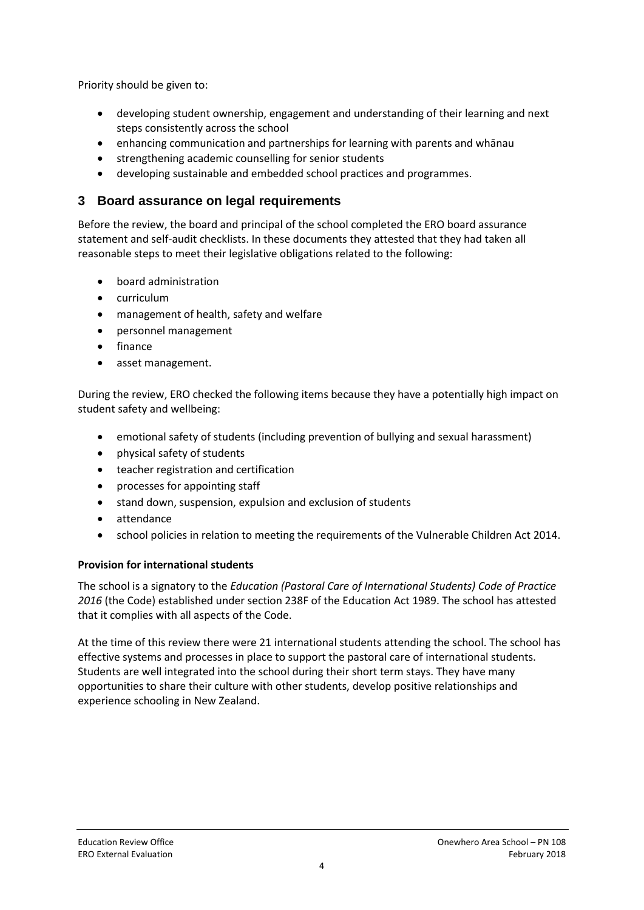Priority should be given to:

- developing student ownership, engagement and understanding of their learning and next steps consistently across the school
- enhancing communication and partnerships for learning with parents and whānau
- strengthening academic counselling for senior students
- developing sustainable and embedded school practices and programmes.

## 3 Board assurance on legal requirements

Before the review, the board and principal of the school completed the ERO board assurance statement and self-audit checklists. In these documents they attested that they had taken all reasonable steps to meet their legislative obligations related to the following:

- board administration
- curriculum
- management of health, safety and welfare
- personnel management
- finance
- asset management.

During the review, ERO checked the following items because they have a potentially high impact on student safety and wellbeing:

- emotional safety of students (including prevention of bullying and sexual harassment)
- physical safety of students
- teacher registration and certification
- processes for appointing staff
- stand down, suspension, expulsion and exclusion of students
- attendance
- school policies in relation to meeting the requirements of the Vulnerable Children Act 2014.

**Provision for international students**

The school is a signatory to the *Education (Pastoral Care of International Students) Code of Practice 2016* (the Code) established under section 238F of the Education Act 1989. The school has attested that it complies with all aspects of the Code.

At the time of this review there were 21 international students attending the school. The school has effective systems and processes in place to support the pastoral care of international students. Students are well integrated into the school during their short term stays. They have many opportunities to share their culture with other students, develop positive relationships and experience schooling in New Zealand.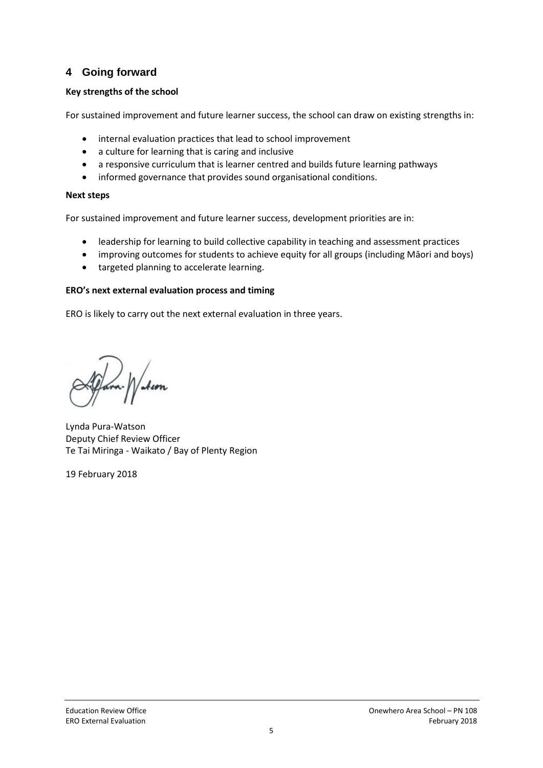## 4 Going forward

**Key strengths of the school**

For sustained improvement and future learner success, the school can draw on existing strengths in:

- internal evaluation practices that lead to school improvement
- a culture for learning that is caring and inclusive
- a responsive curriculum that is learner centred and builds future learning pathways
- informed governance that provides sound organisational conditions.

**Next steps**

For sustained improvement and future learner success, development priorities are in:

- leadership for learning to build collective capability in teaching and assessment practices
- improving outcomes for students to achieve equity for all groups (including Māori and boys)
- targeted planning to accelerate learning.

**ERO's next external evaluation process and timing**

ERO is likely to carry out the next external evaluation in three years.

Lynda Pura-Watson
Deputy Chief Review Officer
Te Tai Miringa - Waikato / Bay of Plenty Region

19 February 2018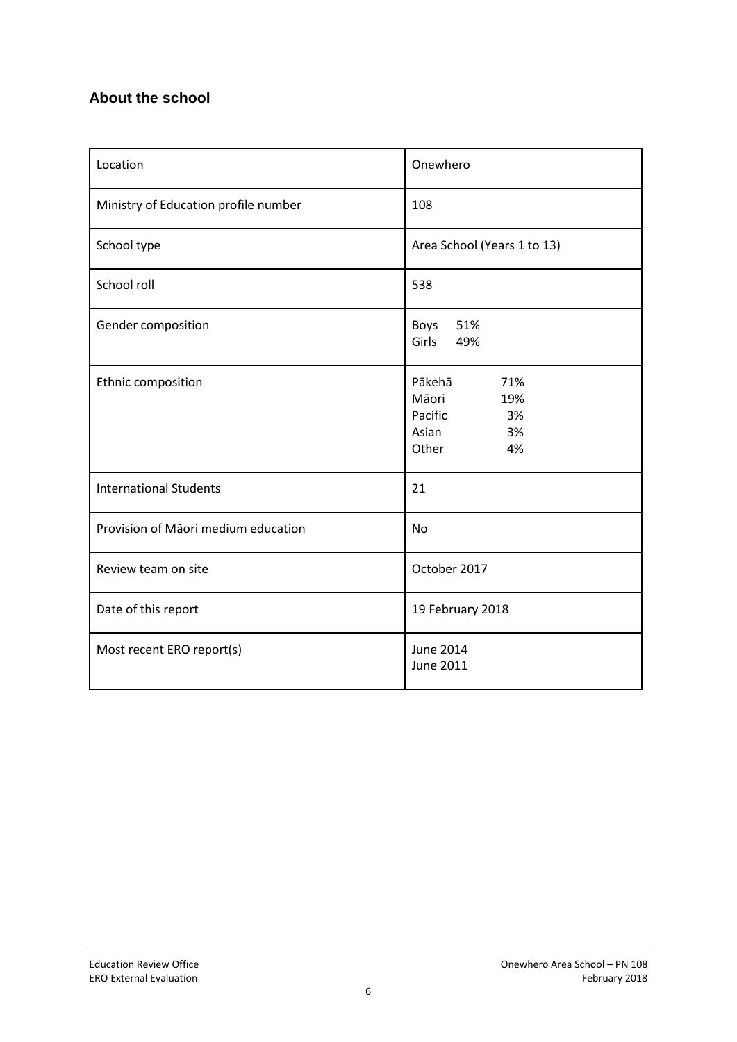## About the school

| | |
|---|---|
| Location | Onewhero |
| Ministry of Education profile number | 108 |
| School type | Area School (Years 1 to 13) |
| School roll | 538 |
| Gender composition | Boys 51%<br>Girls 49% |
| Ethnic composition | Pākehā 71%<br>Māori 19%<br>Pacific 3%<br>Asian 3%<br>Other 4% |
| International Students | 21 |
| Provision of Māori medium education | No |
| Review team on site | October 2017 |
| Date of this report | 19 February 2018 |
| Most recent ERO report(s) | June 2014<br>June 2011 |